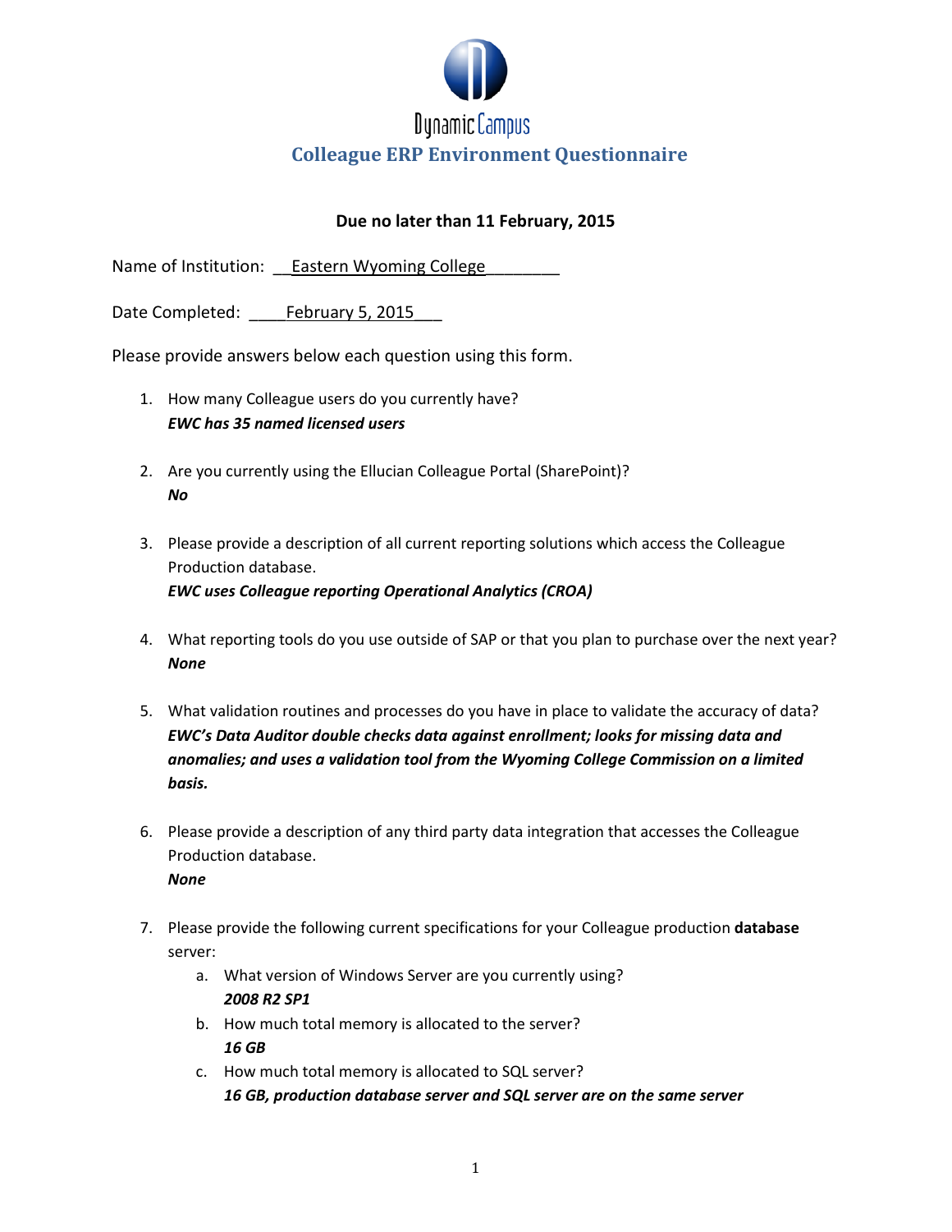Dynamic Campus

# Colleague ERP Environment Questionnaire

**Due no later than 11 February, 2015**

Name of Institution: __Eastern Wyoming College________

Date Completed: ____February 5, 2015___

Please provide answers below each question using this form.

1. How many Colleague users do you currently have?
   ***EWC has 35 named licensed users***

2. Are you currently using the Ellucian Colleague Portal (SharePoint)?
   ***No***

3. Please provide a description of all current reporting solutions which access the Colleague Production database.
   ***EWC uses Colleague reporting Operational Analytics (CROA)***

4. What reporting tools do you use outside of SAP or that you plan to purchase over the next year?
   ***None***

5. What validation routines and processes do you have in place to validate the accuracy of data?
   ***EWC's Data Auditor double checks data against enrollment; looks for missing data and anomalies; and uses a validation tool from the Wyoming College Commission on a limited basis.***

6. Please provide a description of any third party data integration that accesses the Colleague Production database.
   ***None***

7. Please provide the following current specifications for your Colleague production **database** server:
   a. What version of Windows Server are you currently using?
      ***2008 R2 SP1***
   b. How much total memory is allocated to the server?
      ***16 GB***
   c. How much total memory is allocated to SQL server?
      ***16 GB, production database server and SQL server are on the same server***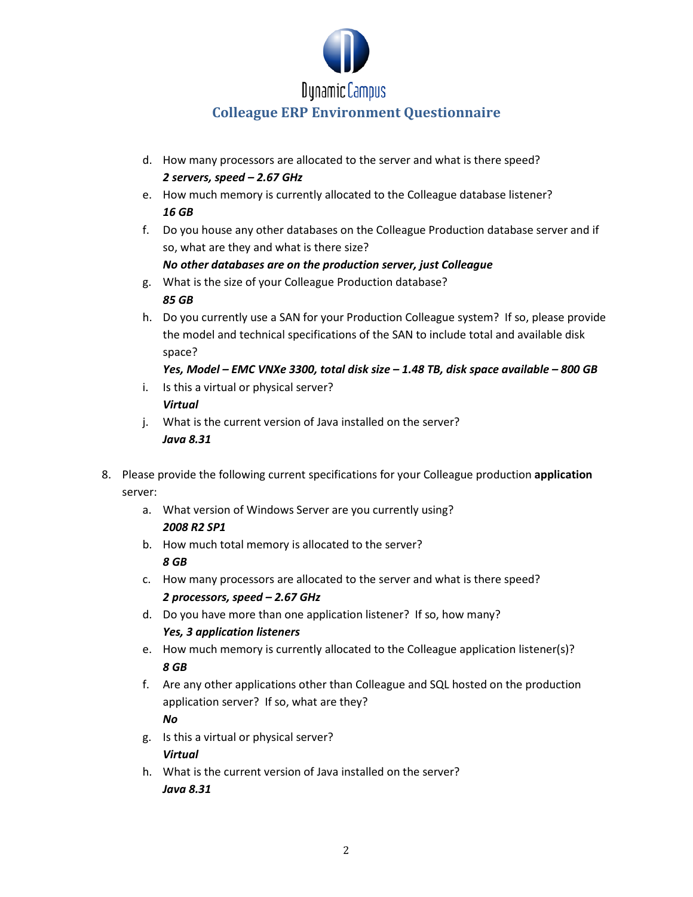d. How many processors are allocated to the server and what is there speed?
   ***2 servers, speed – 2.67 GHz***
e. How much memory is currently allocated to the Colleague database listener?
   ***16 GB***
f. Do you house any other databases on the Colleague Production database server and if so, what are they and what is there size?
   ***No other databases are on the production server, just Colleague***
g. What is the size of your Colleague Production database?
   ***85 GB***
h. Do you currently use a SAN for your Production Colleague system? If so, please provide the model and technical specifications of the SAN to include total and available disk space?
   ***Yes, Model – EMC VNXe 3300, total disk size – 1.48 TB, disk space available – 800 GB***
i. Is this a virtual or physical server?
   ***Virtual***
j. What is the current version of Java installed on the server?
   ***Java 8.31***

8. Please provide the following current specifications for your Colleague production **application** server:
   a. What version of Windows Server are you currently using?
      ***2008 R2 SP1***
   b. How much total memory is allocated to the server?
      ***8 GB***
   c. How many processors are allocated to the server and what is there speed?
      ***2 processors, speed – 2.67 GHz***
   d. Do you have more than one application listener? If so, how many?
      ***Yes, 3 application listeners***
   e. How much memory is currently allocated to the Colleague application listener(s)?
      ***8 GB***
   f. Are any other applications other than Colleague and SQL hosted on the production application server? If so, what are they?
      ***No***
   g. Is this a virtual or physical server?
      ***Virtual***
   h. What is the current version of Java installed on the server?
      ***Java 8.31***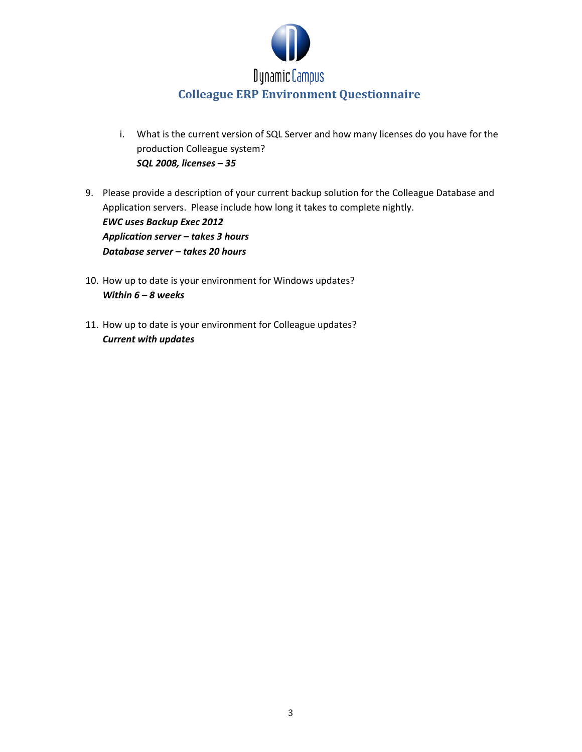# Colleague ERP Environment Questionnaire

i. What is the current version of SQL Server and how many licenses do you have for the production Colleague system?
   ***SQL 2008, licenses – 35***

9. Please provide a description of your current backup solution for the Colleague Database and Application servers. Please include how long it takes to complete nightly.
   ***EWC uses Backup Exec 2012***
   ***Application server – takes 3 hours***
   ***Database server – takes 20 hours***

10. How up to date is your environment for Windows updates?
    ***Within 6 – 8 weeks***

11. How up to date is your environment for Colleague updates?
    ***Current with updates***